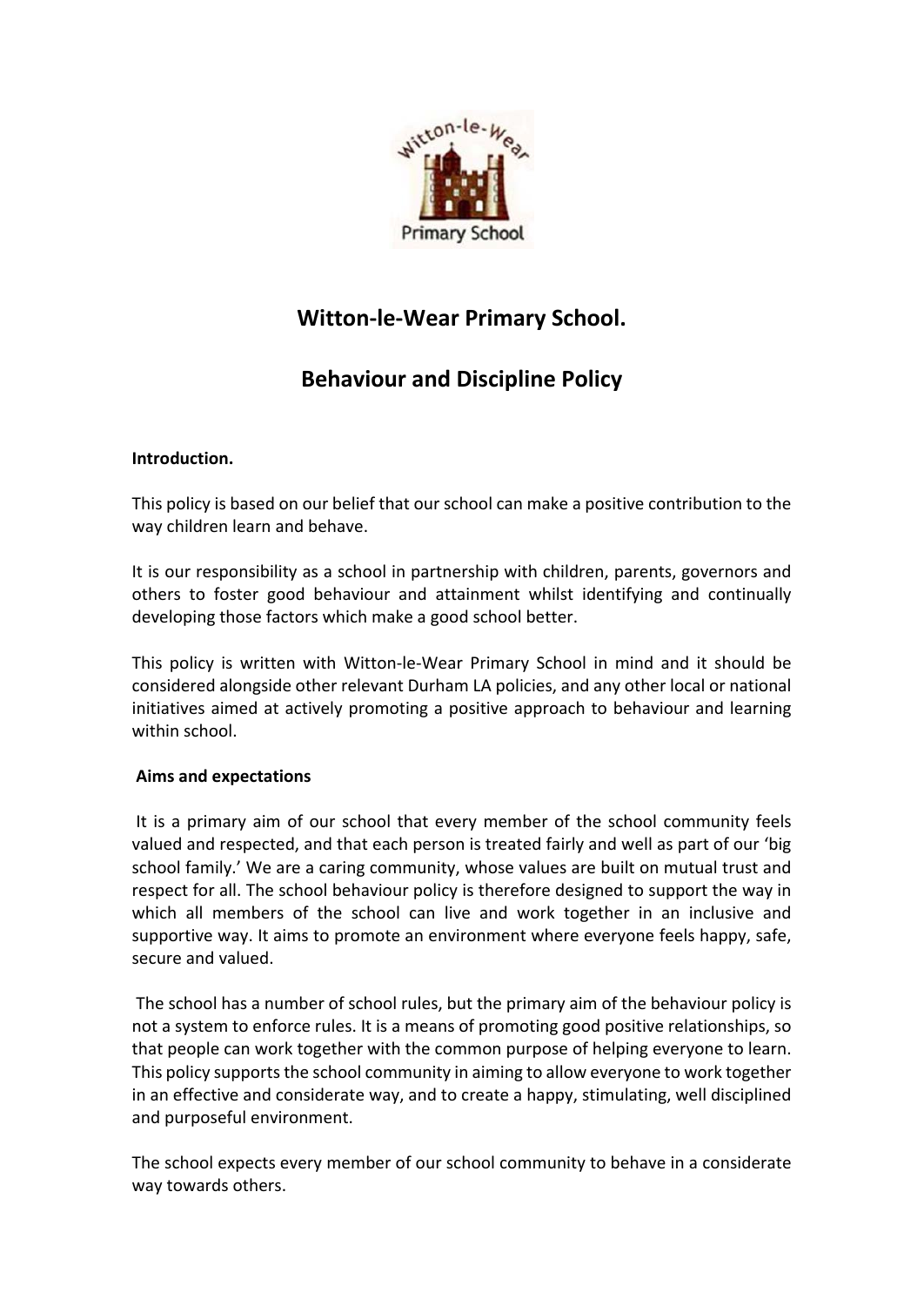# Witton-le-Wear Primary School.

# Behaviour and Discipline Policy

**Introduction.**

This policy is based on our belief that our school can make a positive contribution to the way children learn and behave.

It is our responsibility as a school in partnership with children, parents, governors and others to foster good behaviour and attainment whilst identifying and continually developing those factors which make a good school better.

This policy is written with Witton-le-Wear Primary School in mind and it should be considered alongside other relevant Durham LA policies, and any other local or national initiatives aimed at actively promoting a positive approach to behaviour and learning within school.

**Aims and expectations**

It is a primary aim of our school that every member of the school community feels valued and respected, and that each person is treated fairly and well as part of our 'big school family.' We are a caring community, whose values are built on mutual trust and respect for all. The school behaviour policy is therefore designed to support the way in which all members of the school can live and work together in an inclusive and supportive way. It aims to promote an environment where everyone feels happy, safe, secure and valued.

The school has a number of school rules, but the primary aim of the behaviour policy is not a system to enforce rules. It is a means of promoting good positive relationships, so that people can work together with the common purpose of helping everyone to learn. This policy supports the school community in aiming to allow everyone to work together in an effective and considerate way, and to create a happy, stimulating, well disciplined and purposeful environment.

The school expects every member of our school community to behave in a considerate way towards others.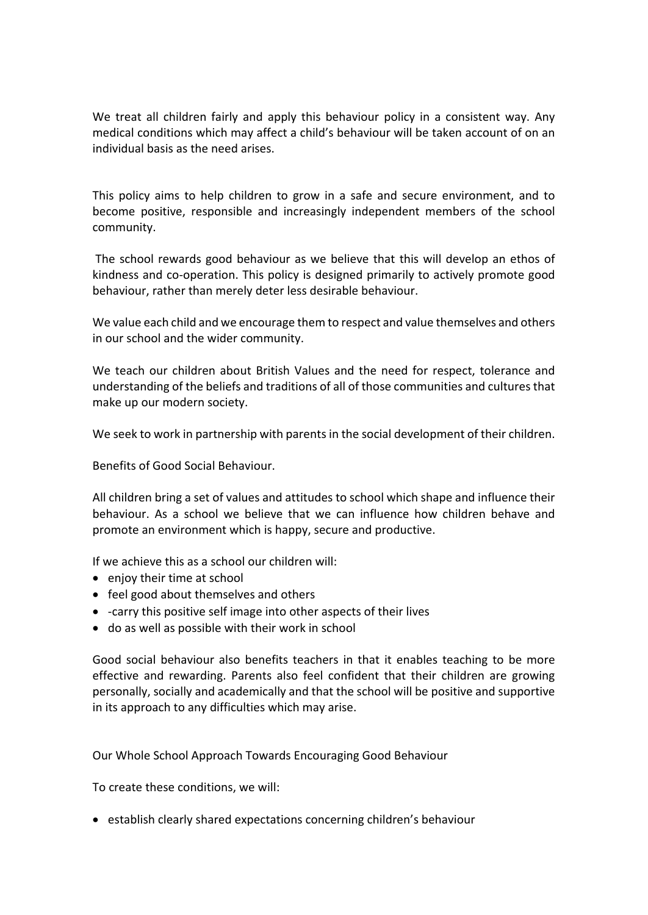We treat all children fairly and apply this behaviour policy in a consistent way. Any medical conditions which may affect a child's behaviour will be taken account of on an individual basis as the need arises.

This policy aims to help children to grow in a safe and secure environment, and to become positive, responsible and increasingly independent members of the school community.

The school rewards good behaviour as we believe that this will develop an ethos of kindness and co-operation. This policy is designed primarily to actively promote good behaviour, rather than merely deter less desirable behaviour.

We value each child and we encourage them to respect and value themselves and others in our school and the wider community.

We teach our children about British Values and the need for respect, tolerance and understanding of the beliefs and traditions of all of those communities and cultures that make up our modern society.

We seek to work in partnership with parents in the social development of their children.

Benefits of Good Social Behaviour.

All children bring a set of values and attitudes to school which shape and influence their behaviour. As a school we believe that we can influence how children behave and promote an environment which is happy, secure and productive.

If we achieve this as a school our children will:

- enjoy their time at school
- feel good about themselves and others
- -carry this positive self image into other aspects of their lives
- do as well as possible with their work in school

Good social behaviour also benefits teachers in that it enables teaching to be more effective and rewarding. Parents also feel confident that their children are growing personally, socially and academically and that the school will be positive and supportive in its approach to any difficulties which may arise.

Our Whole School Approach Towards Encouraging Good Behaviour

To create these conditions, we will:

- establish clearly shared expectations concerning children's behaviour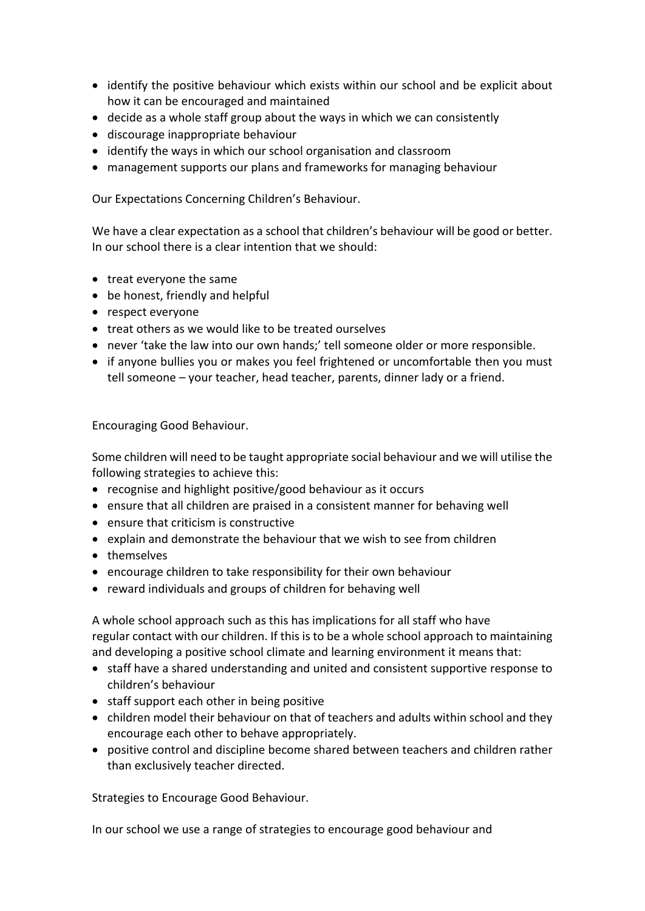- identify the positive behaviour which exists within our school and be explicit about how it can be encouraged and maintained
- decide as a whole staff group about the ways in which we can consistently
- discourage inappropriate behaviour
- identify the ways in which our school organisation and classroom
- management supports our plans and frameworks for managing behaviour

Our Expectations Concerning Children's Behaviour.

We have a clear expectation as a school that children's behaviour will be good or better. In our school there is a clear intention that we should:

- treat everyone the same
- be honest, friendly and helpful
- respect everyone
- treat others as we would like to be treated ourselves
- never 'take the law into our own hands;' tell someone older or more responsible.
- if anyone bullies you or makes you feel frightened or uncomfortable then you must tell someone – your teacher, head teacher, parents, dinner lady or a friend.

Encouraging Good Behaviour.

Some children will need to be taught appropriate social behaviour and we will utilise the following strategies to achieve this:

- recognise and highlight positive/good behaviour as it occurs
- ensure that all children are praised in a consistent manner for behaving well
- ensure that criticism is constructive
- explain and demonstrate the behaviour that we wish to see from children
- themselves
- encourage children to take responsibility for their own behaviour
- reward individuals and groups of children for behaving well

A whole school approach such as this has implications for all staff who have regular contact with our children. If this is to be a whole school approach to maintaining and developing a positive school climate and learning environment it means that:

- staff have a shared understanding and united and consistent supportive response to children's behaviour
- staff support each other in being positive
- children model their behaviour on that of teachers and adults within school and they encourage each other to behave appropriately.
- positive control and discipline become shared between teachers and children rather than exclusively teacher directed.

Strategies to Encourage Good Behaviour.

In our school we use a range of strategies to encourage good behaviour and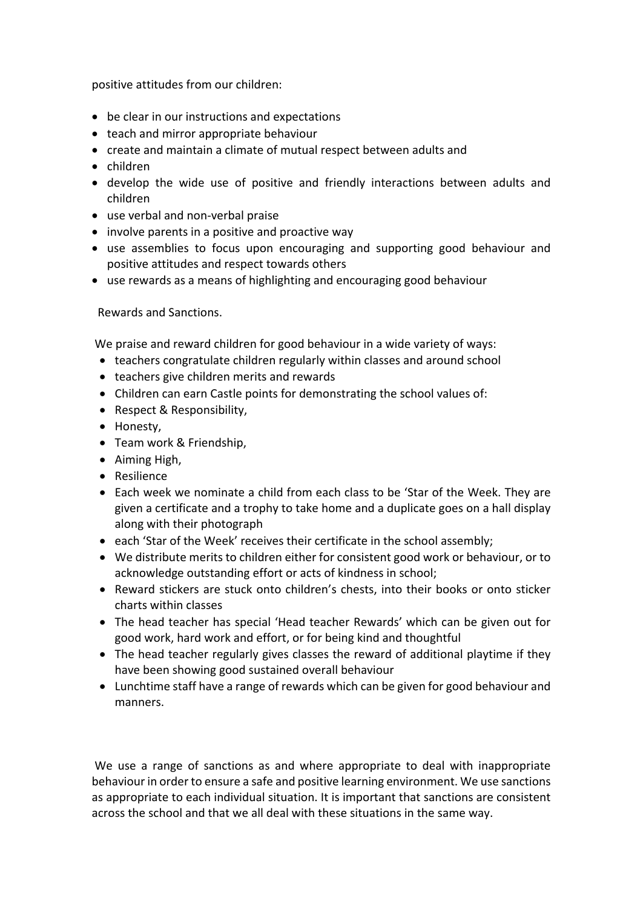positive attitudes from our children:

- be clear in our instructions and expectations
- teach and mirror appropriate behaviour
- create and maintain a climate of mutual respect between adults and
- children
- develop the wide use of positive and friendly interactions between adults and children
- use verbal and non-verbal praise
- involve parents in a positive and proactive way
- use assemblies to focus upon encouraging and supporting good behaviour and positive attitudes and respect towards others
- use rewards as a means of highlighting and encouraging good behaviour

Rewards and Sanctions.

We praise and reward children for good behaviour in a wide variety of ways:

- teachers congratulate children regularly within classes and around school
- teachers give children merits and rewards
- Children can earn Castle points for demonstrating the school values of:
- Respect & Responsibility,
- Honesty,
- Team work & Friendship,
- Aiming High,
- Resilience
- Each week we nominate a child from each class to be 'Star of the Week. They are given a certificate and a trophy to take home and a duplicate goes on a hall display along with their photograph
- each 'Star of the Week' receives their certificate in the school assembly;
- We distribute merits to children either for consistent good work or behaviour, or to acknowledge outstanding effort or acts of kindness in school;
- Reward stickers are stuck onto children's chests, into their books or onto sticker charts within classes
- The head teacher has special 'Head teacher Rewards' which can be given out for good work, hard work and effort, or for being kind and thoughtful
- The head teacher regularly gives classes the reward of additional playtime if they have been showing good sustained overall behaviour
- Lunchtime staff have a range of rewards which can be given for good behaviour and manners.

We use a range of sanctions as and where appropriate to deal with inappropriate behaviour in order to ensure a safe and positive learning environment. We use sanctions as appropriate to each individual situation. It is important that sanctions are consistent across the school and that we all deal with these situations in the same way.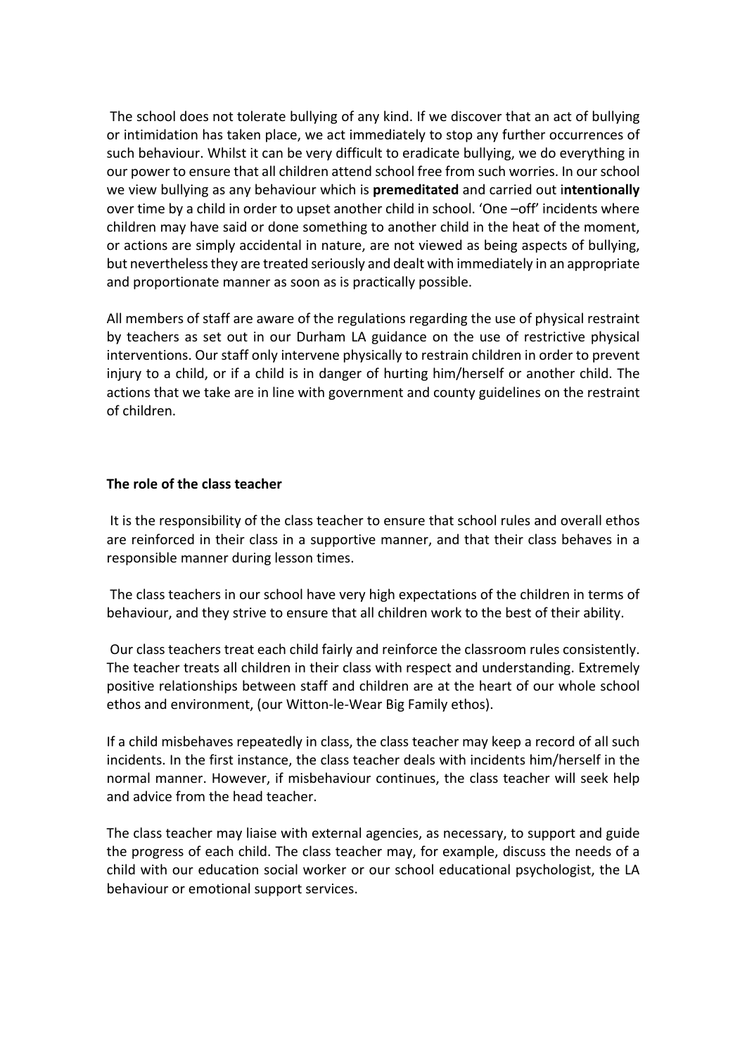The school does not tolerate bullying of any kind. If we discover that an act of bullying or intimidation has taken place, we act immediately to stop any further occurrences of such behaviour. Whilst it can be very difficult to eradicate bullying, we do everything in our power to ensure that all children attend school free from such worries. In our school we view bullying as any behaviour which is **premeditated** and carried out i**ntentionally** over time by a child in order to upset another child in school. 'One –off' incidents where children may have said or done something to another child in the heat of the moment, or actions are simply accidental in nature, are not viewed as being aspects of bullying, but nevertheless they are treated seriously and dealt with immediately in an appropriate and proportionate manner as soon as is practically possible.

All members of staff are aware of the regulations regarding the use of physical restraint by teachers as set out in our Durham LA guidance on the use of restrictive physical interventions. Our staff only intervene physically to restrain children in order to prevent injury to a child, or if a child is in danger of hurting him/herself or another child. The actions that we take are in line with government and county guidelines on the restraint of children.

**The role of the class teacher**

It is the responsibility of the class teacher to ensure that school rules and overall ethos are reinforced in their class in a supportive manner, and that their class behaves in a responsible manner during lesson times.

The class teachers in our school have very high expectations of the children in terms of behaviour, and they strive to ensure that all children work to the best of their ability.

Our class teachers treat each child fairly and reinforce the classroom rules consistently. The teacher treats all children in their class with respect and understanding. Extremely positive relationships between staff and children are at the heart of our whole school ethos and environment, (our Witton-le-Wear Big Family ethos).

If a child misbehaves repeatedly in class, the class teacher may keep a record of all such incidents. In the first instance, the class teacher deals with incidents him/herself in the normal manner. However, if misbehaviour continues, the class teacher will seek help and advice from the head teacher.

The class teacher may liaise with external agencies, as necessary, to support and guide the progress of each child. The class teacher may, for example, discuss the needs of a child with our education social worker or our school educational psychologist, the LA behaviour or emotional support services.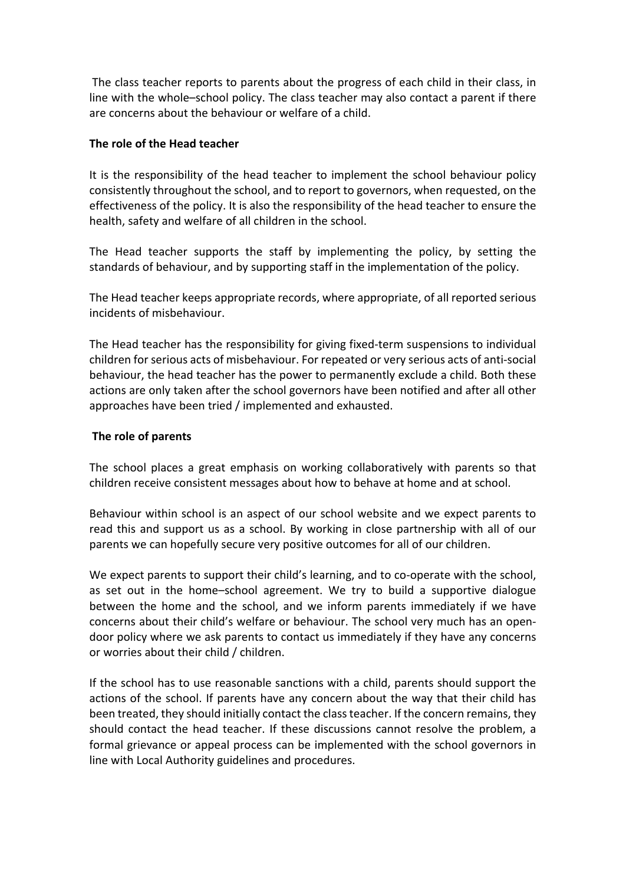The class teacher reports to parents about the progress of each child in their class, in line with the whole–school policy. The class teacher may also contact a parent if there are concerns about the behaviour or welfare of a child.

**The role of the Head teacher**

It is the responsibility of the head teacher to implement the school behaviour policy consistently throughout the school, and to report to governors, when requested, on the effectiveness of the policy. It is also the responsibility of the head teacher to ensure the health, safety and welfare of all children in the school.

The Head teacher supports the staff by implementing the policy, by setting the standards of behaviour, and by supporting staff in the implementation of the policy.

The Head teacher keeps appropriate records, where appropriate, of all reported serious incidents of misbehaviour.

The Head teacher has the responsibility for giving fixed-term suspensions to individual children for serious acts of misbehaviour. For repeated or very serious acts of anti-social behaviour, the head teacher has the power to permanently exclude a child. Both these actions are only taken after the school governors have been notified and after all other approaches have been tried / implemented and exhausted.

**The role of parents**

The school places a great emphasis on working collaboratively with parents so that children receive consistent messages about how to behave at home and at school.

Behaviour within school is an aspect of our school website and we expect parents to read this and support us as a school. By working in close partnership with all of our parents we can hopefully secure very positive outcomes for all of our children.

We expect parents to support their child's learning, and to co-operate with the school, as set out in the home–school agreement. We try to build a supportive dialogue between the home and the school, and we inform parents immediately if we have concerns about their child's welfare or behaviour. The school very much has an open-door policy where we ask parents to contact us immediately if they have any concerns or worries about their child / children.

If the school has to use reasonable sanctions with a child, parents should support the actions of the school. If parents have any concern about the way that their child has been treated, they should initially contact the class teacher. If the concern remains, they should contact the head teacher. If these discussions cannot resolve the problem, a formal grievance or appeal process can be implemented with the school governors in line with Local Authority guidelines and procedures.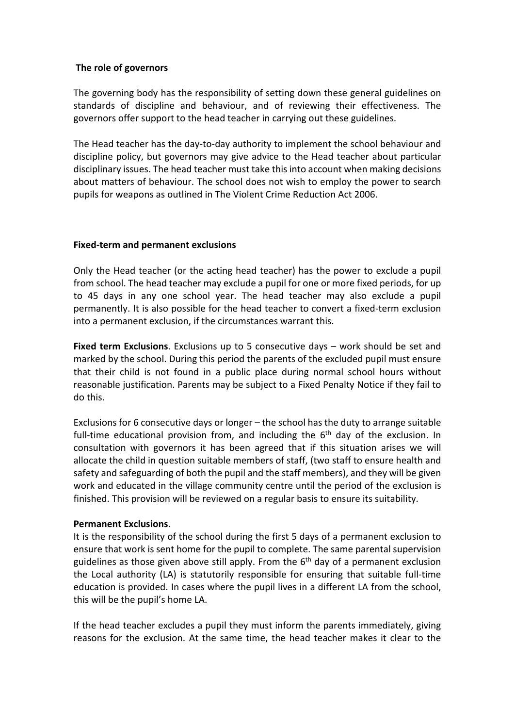**The role of governors**

The governing body has the responsibility of setting down these general guidelines on standards of discipline and behaviour, and of reviewing their effectiveness. The governors offer support to the head teacher in carrying out these guidelines.

The Head teacher has the day-to-day authority to implement the school behaviour and discipline policy, but governors may give advice to the Head teacher about particular disciplinary issues. The head teacher must take this into account when making decisions about matters of behaviour. The school does not wish to employ the power to search pupils for weapons as outlined in The Violent Crime Reduction Act 2006.

**Fixed-term and permanent exclusions**

Only the Head teacher (or the acting head teacher) has the power to exclude a pupil from school. The head teacher may exclude a pupil for one or more fixed periods, for up to 45 days in any one school year. The head teacher may also exclude a pupil permanently. It is also possible for the head teacher to convert a fixed-term exclusion into a permanent exclusion, if the circumstances warrant this.

**Fixed term Exclusions**. Exclusions up to 5 consecutive days – work should be set and marked by the school. During this period the parents of the excluded pupil must ensure that their child is not found in a public place during normal school hours without reasonable justification. Parents may be subject to a Fixed Penalty Notice if they fail to do this.

Exclusions for 6 consecutive days or longer – the school has the duty to arrange suitable full-time educational provision from, and including the 6th day of the exclusion. In consultation with governors it has been agreed that if this situation arises we will allocate the child in question suitable members of staff, (two staff to ensure health and safety and safeguarding of both the pupil and the staff members), and they will be given work and educated in the village community centre until the period of the exclusion is finished. This provision will be reviewed on a regular basis to ensure its suitability.

**Permanent Exclusions**.

It is the responsibility of the school during the first 5 days of a permanent exclusion to ensure that work is sent home for the pupil to complete. The same parental supervision guidelines as those given above still apply. From the 6th day of a permanent exclusion the Local authority (LA) is statutorily responsible for ensuring that suitable full-time education is provided. In cases where the pupil lives in a different LA from the school, this will be the pupil's home LA.

If the head teacher excludes a pupil they must inform the parents immediately, giving reasons for the exclusion. At the same time, the head teacher makes it clear to the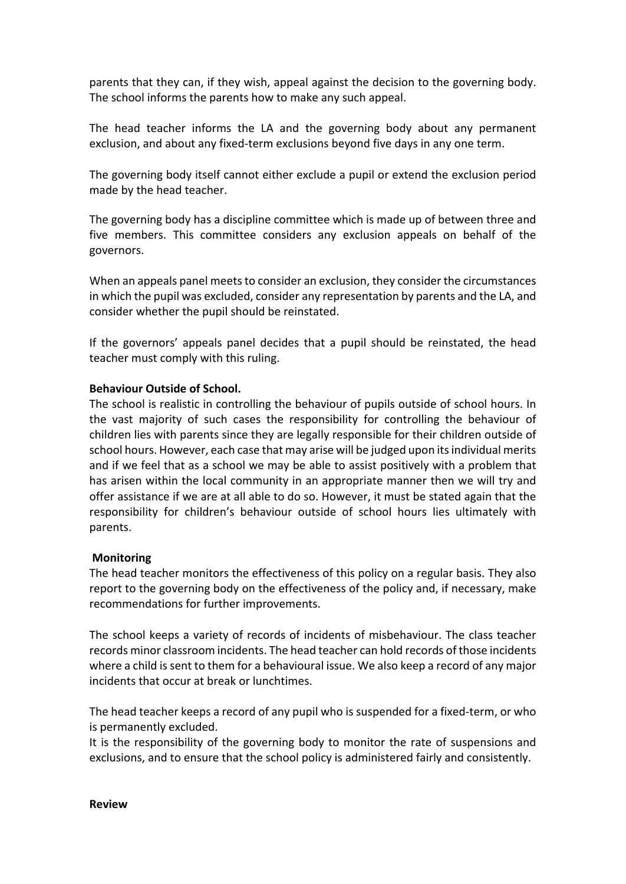parents that they can, if they wish, appeal against the decision to the governing body. The school informs the parents how to make any such appeal.

The head teacher informs the LA and the governing body about any permanent exclusion, and about any fixed-term exclusions beyond five days in any one term.

The governing body itself cannot either exclude a pupil or extend the exclusion period made by the head teacher.

The governing body has a discipline committee which is made up of between three and five members. This committee considers any exclusion appeals on behalf of the governors.

When an appeals panel meets to consider an exclusion, they consider the circumstances in which the pupil was excluded, consider any representation by parents and the LA, and consider whether the pupil should be reinstated.

If the governors' appeals panel decides that a pupil should be reinstated, the head teacher must comply with this ruling.

**Behaviour Outside of School.**

The school is realistic in controlling the behaviour of pupils outside of school hours. In the vast majority of such cases the responsibility for controlling the behaviour of children lies with parents since they are legally responsible for their children outside of school hours. However, each case that may arise will be judged upon its individual merits and if we feel that as a school we may be able to assist positively with a problem that has arisen within the local community in an appropriate manner then we will try and offer assistance if we are at all able to do so. However, it must be stated again that the responsibility for children's behaviour outside of school hours lies ultimately with parents.

**Monitoring**

The head teacher monitors the effectiveness of this policy on a regular basis. They also report to the governing body on the effectiveness of the policy and, if necessary, make recommendations for further improvements.

The school keeps a variety of records of incidents of misbehaviour. The class teacher records minor classroom incidents. The head teacher can hold records of those incidents where a child is sent to them for a behavioural issue. We also keep a record of any major incidents that occur at break or lunchtimes.

The head teacher keeps a record of any pupil who is suspended for a fixed-term, or who is permanently excluded.

It is the responsibility of the governing body to monitor the rate of suspensions and exclusions, and to ensure that the school policy is administered fairly and consistently.

**Review**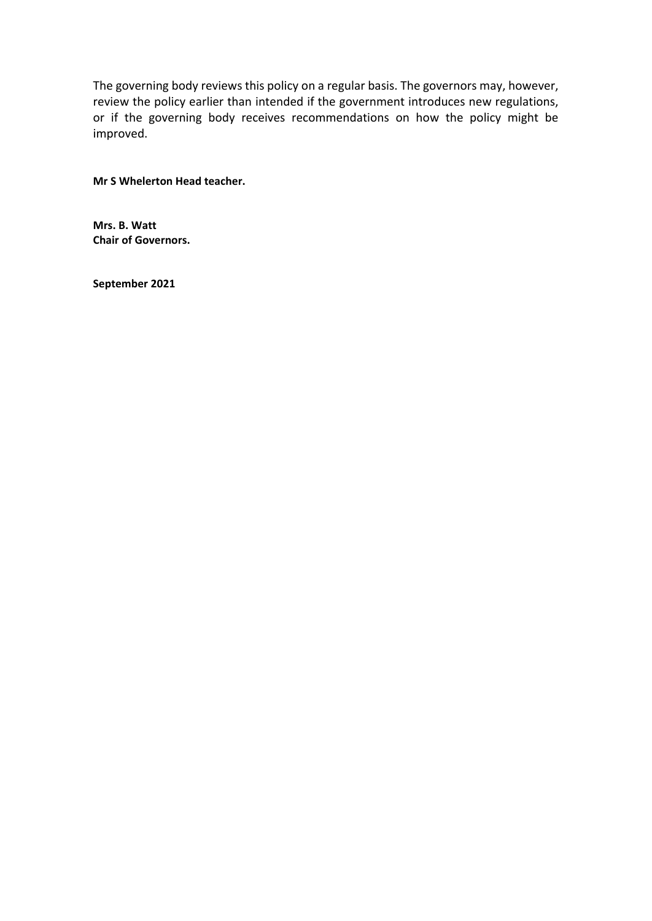The governing body reviews this policy on a regular basis. The governors may, however, review the policy earlier than intended if the government introduces new regulations, or if the governing body receives recommendations on how the policy might be improved.

**Mr S Whelerton Head teacher.**

**Mrs. B. Watt**
**Chair of Governors.**

**September 2021**